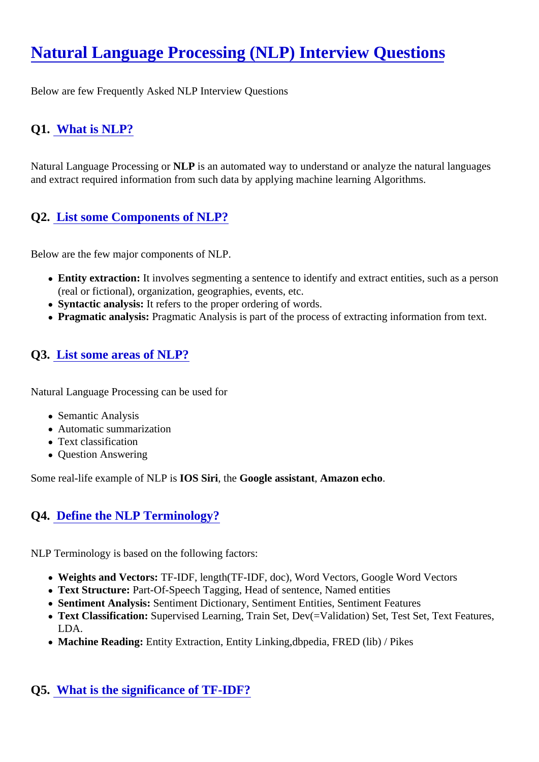# Natural Language Processing (NLP) Interview Questions

Below are few Frequently Asked NLP Interview Questions

## Q1. What is NLP?

Natural Language Processing or **NLP** is an automated way to understand or analyze the natural languages and extract required information from such data by applying machine learning Algorithms.

## Q2. List some Components of NLP?

Below are the few major components of NLP.

- **Entity extraction:** It involves segmenting a sentence to identify and extract entities, such as a person (real or fictional), organization, geographies, events, etc.
- **Syntactic analysis:** It refers to the proper ordering of words.
- **Pragmatic analysis:** Pragmatic Analysis is part of the process of extracting information from text.

## Q3. List some areas of NLP?

Natural Language Processing can be used for

- Semantic Analysis
- Automatic summarization
- Text classification
- Question Answering

Some real-life example of NLP is **IOS Siri**, the **Google assistant**, **Amazon echo**.

## Q4. Define the NLP Terminology?

NLP Terminology is based on the following factors:

- **Weights and Vectors:** TF-IDF, length(TF-IDF, doc), Word Vectors, Google Word Vectors
- **Text Structure:** Part-Of-Speech Tagging, Head of sentence, Named entities
- **Sentiment Analysis:** Sentiment Dictionary, Sentiment Entities, Sentiment Features
- **Text Classification:** Supervised Learning, Train Set, Dev(=Validation) Set, Test Set, Text Features, LDA.
- **Machine Reading:** Entity Extraction, Entity Linking,dbpedia, FRED (lib) / Pikes

## Q5. What is the significance of TF-IDF?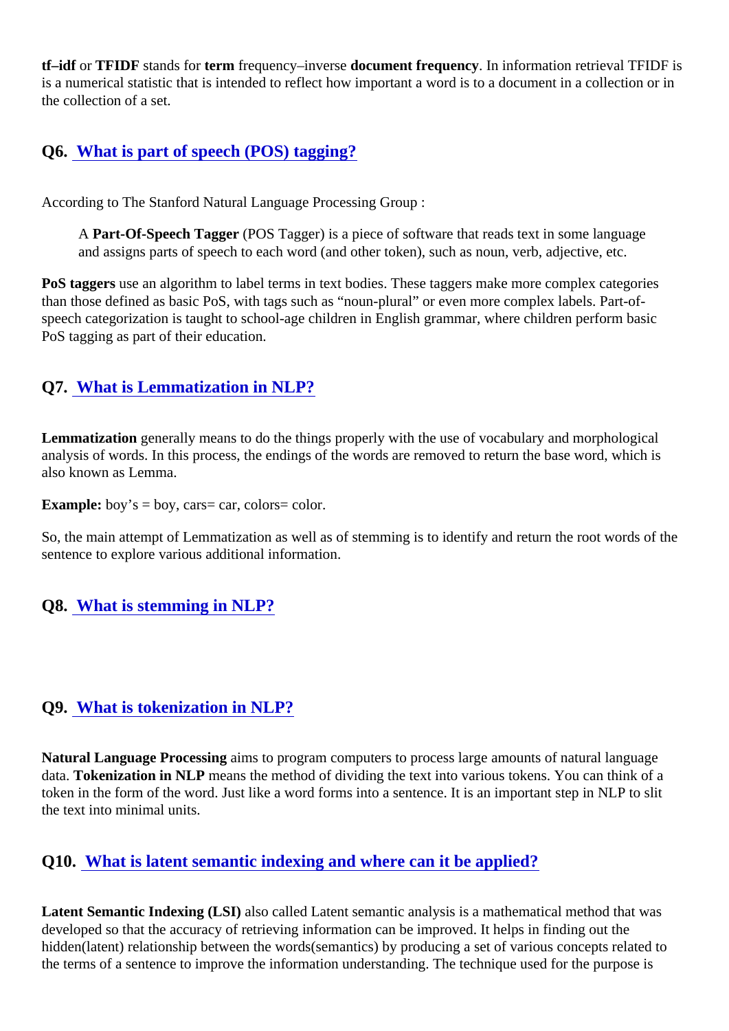**tf–idf** or **TFIDF** stands for **term** frequency–inverse **document frequency**. In information retrieval TFIDF is is a numerical statistic that is intended to reflect how important a word is to a document in a collection or in the collection of a set.

## Q6. [What is part of speech (POS) tagging?]

According to The Stanford Natural Language Processing Group :

> A **Part-Of-Speech Tagger** (POS Tagger) is a piece of software that reads text in some language and assigns parts of speech to each word (and other token), such as noun, verb, adjective, etc.

**PoS taggers** use an algorithm to label terms in text bodies. These taggers make more complex categories than those defined as basic PoS, with tags such as "noun-plural" or even more complex labels. Part-of-speech categorization is taught to school-age children in English grammar, where children perform basic PoS tagging as part of their education.

## Q7. [What is Lemmatization in NLP?]

**Lemmatization** generally means to do the things properly with the use of vocabulary and morphological analysis of words. In this process, the endings of the words are removed to return the base word, which is also known as Lemma.

**Example:** boy's = boy, cars= car, colors= color.

So, the main attempt of Lemmatization as well as of stemming is to identify and return the root words of the sentence to explore various additional information.

## Q8. [What is stemming in NLP?]

## Q9. [What is tokenization in NLP?]

**Natural Language Processing** aims to program computers to process large amounts of natural language data. **Tokenization in NLP** means the method of dividing the text into various tokens. You can think of a token in the form of the word. Just like a word forms into a sentence. It is an important step in NLP to slit the text into minimal units.

## Q10. [What is latent semantic indexing and where can it be applied?]

**Latent Semantic Indexing (LSI)** also called Latent semantic analysis is a mathematical method that was developed so that the accuracy of retrieving information can be improved. It helps in finding out the hidden(latent) relationship between the words(semantics) by producing a set of various concepts related to the terms of a sentence to improve the information understanding. The technique used for the purpose is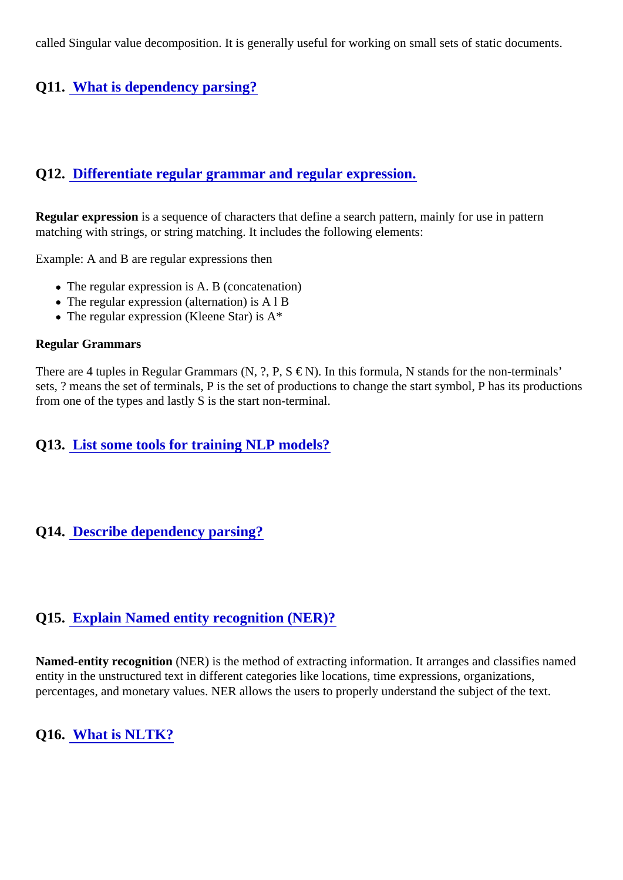called Singular value decomposition. It is generally useful for working on small sets of static documents.

### Q11. What is dependency parsing?

### Q12. Differentiate regular grammar and regular expression.

**Regular expression** is a sequence of characters that define a search pattern, mainly for use in pattern matching with strings, or string matching. It includes the following elements:

Example: A and B are regular expressions then

- The regular expression is A. B (concatenation)
- The regular expression (alternation) is A l B
- The regular expression (Kleene Star) is A*

**Regular Grammars**

There are 4 tuples in Regular Grammars (N, ?, P, S € N). In this formula, N stands for the non-terminals' sets, ? means the set of terminals, P is the set of productions to change the start symbol, P has its productions from one of the types and lastly S is the start non-terminal.

### Q13. List some tools for training NLP models?

### Q14. Describe dependency parsing?

### Q15. Explain Named entity recognition (NER)?

**Named-entity recognition** (NER) is the method of extracting information. It arranges and classifies named entity in the unstructured text in different categories like locations, time expressions, organizations, percentages, and monetary values. NER allows the users to properly understand the subject of the text.

### Q16. What is NLTK?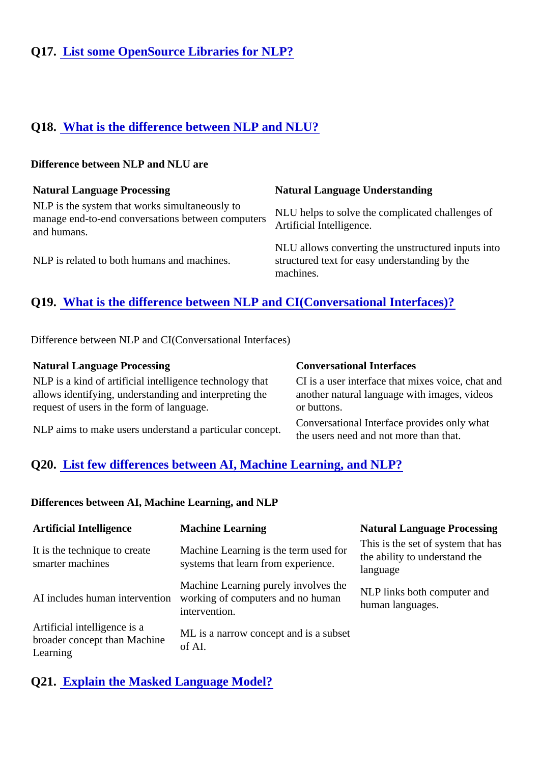## Q17. [List some OpenSource Libraries for NLP?]

## Q18. [What is the difference between NLP and NLU?]

**Difference between NLP and NLU are**

| Natural Language Processing | Natural Language Understanding |
|---|---|
| NLP is the system that works simultaneously to manage end-to-end conversations between computers and humans. | NLU helps to solve the complicated challenges of Artificial Intelligence. |
| NLP is related to both humans and machines. | NLU allows converting the unstructured inputs into structured text for easy understanding by the machines. |

## Q19. [What is the difference between NLP and CI(Conversational Interfaces)?]

Difference between NLP and CI(Conversational Interfaces)

| Natural Language Processing | Conversational Interfaces |
|---|---|
| NLP is a kind of artificial intelligence technology that allows identifying, understanding and interpreting the request of users in the form of language. | CI is a user interface that mixes voice, chat and another natural language with images, videos or buttons. |
| NLP aims to make users understand a particular concept. | Conversational Interface provides only what the users need and not more than that. |

## Q20. [List few differences between AI, Machine Learning, and NLP?]

**Differences between AI, Machine Learning, and NLP**

| Artificial Intelligence | Machine Learning | Natural Language Processing |
|---|---|---|
| It is the technique to create smarter machines | Machine Learning is the term used for systems that learn from experience. | This is the set of system that has the ability to understand the language |
| AI includes human intervention | Machine Learning purely involves the working of computers and no human intervention. | NLP links both computer and human languages. |
| Artificial intelligence is a broader concept than Machine Learning | ML is a narrow concept and is a subset of AI. | |

## Q21. [Explain the Masked Language Model?]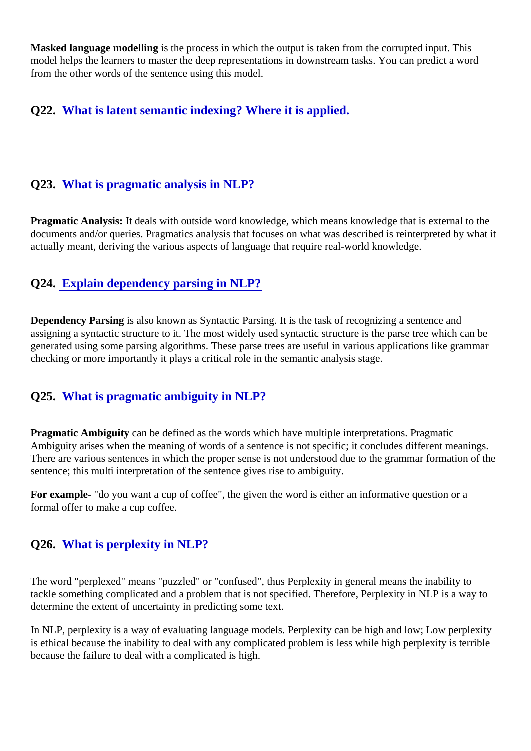**Masked language modelling** is the process in which the output is taken from the corrupted input. This model helps the learners to master the deep representations in downstream tasks. You can predict a word from the other words of the sentence using this model.

## Q22. What is latent semantic indexing? Where it is applied.

## Q23. What is pragmatic analysis in NLP?

**Pragmatic Analysis:** It deals with outside word knowledge, which means knowledge that is external to the documents and/or queries. Pragmatics analysis that focuses on what was described is reinterpreted by what it actually meant, deriving the various aspects of language that require real-world knowledge.

## Q24. Explain dependency parsing in NLP?

**Dependency Parsing** is also known as Syntactic Parsing. It is the task of recognizing a sentence and assigning a syntactic structure to it. The most widely used syntactic structure is the parse tree which can be generated using some parsing algorithms. These parse trees are useful in various applications like grammar checking or more importantly it plays a critical role in the semantic analysis stage.

## Q25. What is pragmatic ambiguity in NLP?

**Pragmatic Ambiguity** can be defined as the words which have multiple interpretations. Pragmatic Ambiguity arises when the meaning of words of a sentence is not specific; it concludes different meanings. There are various sentences in which the proper sense is not understood due to the grammar formation of the sentence; this multi interpretation of the sentence gives rise to ambiguity.

**For example-** "do you want a cup of coffee", the given the word is either an informative question or a formal offer to make a cup coffee.

## Q26. What is perplexity in NLP?

The word "perplexed" means "puzzled" or "confused", thus Perplexity in general means the inability to tackle something complicated and a problem that is not specified. Therefore, Perplexity in NLP is a way to determine the extent of uncertainty in predicting some text.

In NLP, perplexity is a way of evaluating language models. Perplexity can be high and low; Low perplexity is ethical because the inability to deal with any complicated problem is less while high perplexity is terrible because the failure to deal with a complicated is high.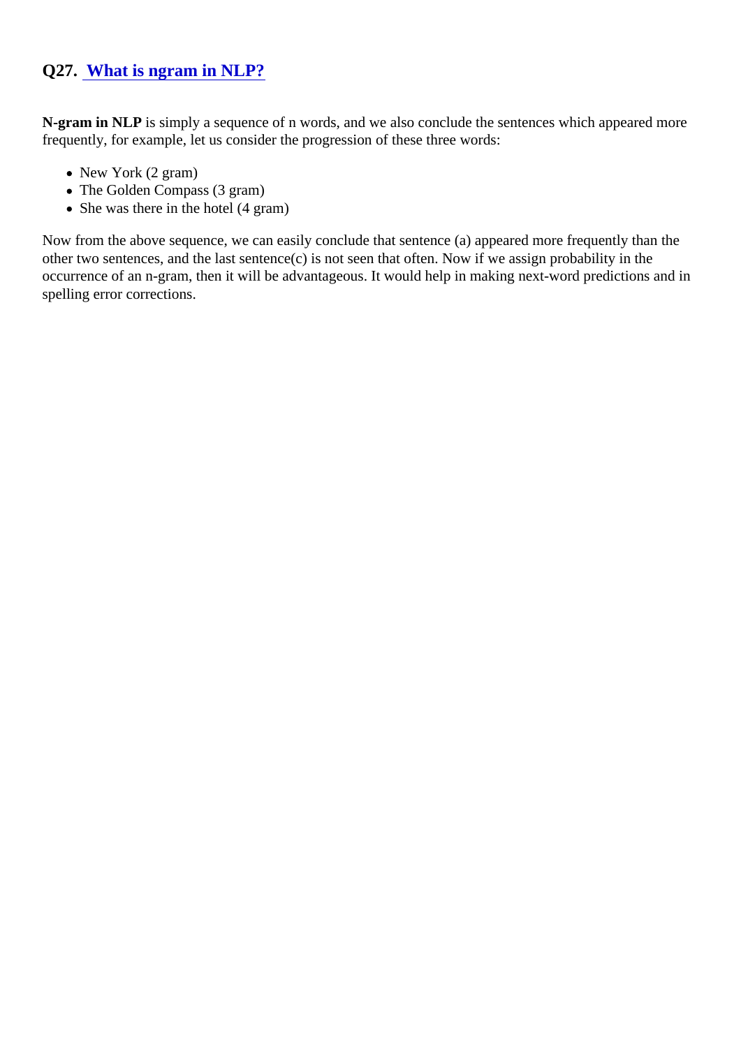### Q27. [What is ngram in NLP?]

**N-gram in NLP** is simply a sequence of n words, and we also conclude the sentences which appeared more frequently, for example, let us consider the progression of these three words:

- New York (2 gram)
- The Golden Compass (3 gram)
- She was there in the hotel (4 gram)

Now from the above sequence, we can easily conclude that sentence (a) appeared more frequently than the other two sentences, and the last sentence(c) is not seen that often. Now if we assign probability in the occurrence of an n-gram, then it will be advantageous. It would help in making next-word predictions and in spelling error corrections.